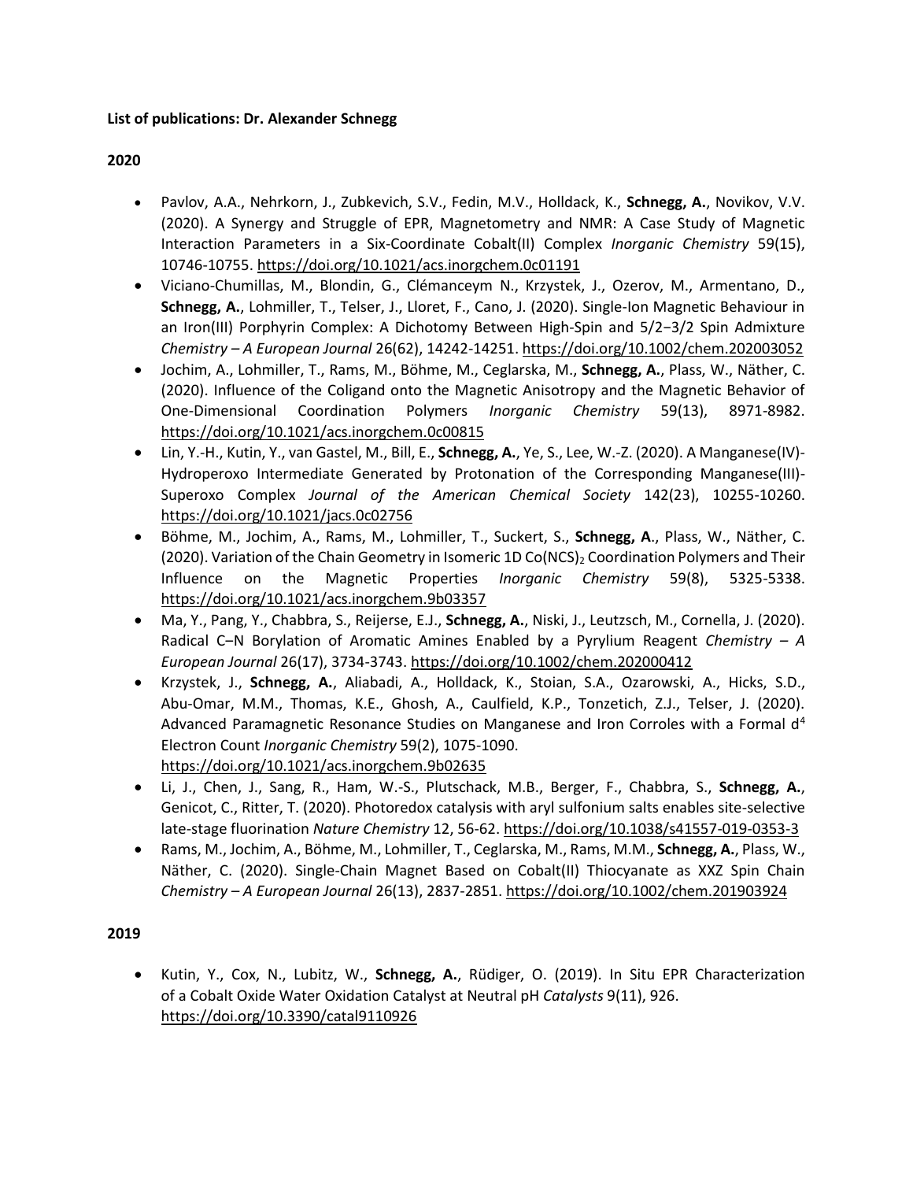**List of publications: Dr. Alexander Schnegg**

**2020**

- Pavlov, A.A., Nehrkorn, J., Zubkevich, S.V., Fedin, M.V., Holldack, K., **Schnegg, A.**, Novikov, V.V. (2020). A Synergy and Struggle of EPR, Magnetometry and NMR: A Case Study of Magnetic Interaction Parameters in a Six-Coordinate Cobalt(II) Complex *Inorganic Chemistry* 59(15), 10746-10755. https://doi.org/10.1021/acs.inorgchem.0c01191
- Viciano-Chumillas, M., Blondin, G., Clémanceym N., Krzystek, J., Ozerov, M., Armentano, D., **Schnegg, A.**, Lohmiller, T., Telser, J., Lloret, F., Cano, J. (2020). Single-Ion Magnetic Behaviour in an Iron(III) Porphyrin Complex: A Dichotomy Between High-Spin and 5/2−3/2 Spin Admixture *Chemistry – A European Journal* 26(62), 14242-14251. https://doi.org/10.1002/chem.202003052
- Jochim, A., Lohmiller, T., Rams, M., Böhme, M., Ceglarska, M., **Schnegg, A.**, Plass, W., Näther, C. (2020). Influence of the Coligand onto the Magnetic Anisotropy and the Magnetic Behavior of One-Dimensional Coordination Polymers *Inorganic Chemistry* 59(13), 8971-8982. https://doi.org/10.1021/acs.inorgchem.0c00815
- Lin, Y.-H., Kutin, Y., van Gastel, M., Bill, E., **Schnegg, A.**, Ye, S., Lee, W.-Z. (2020). A Manganese(IV)-Hydroperoxo Intermediate Generated by Protonation of the Corresponding Manganese(III)-Superoxo Complex *Journal of the American Chemical Society* 142(23), 10255-10260. https://doi.org/10.1021/jacs.0c02756
- Böhme, M., Jochim, A., Rams, M., Lohmiller, T., Suckert, S., **Schnegg, A**., Plass, W., Näther, C. (2020). Variation of the Chain Geometry in Isomeric 1D $Co(NCS)_2$ Coordination Polymers and Their Influence on the Magnetic Properties *Inorganic Chemistry* 59(8), 5325-5338. https://doi.org/10.1021/acs.inorgchem.9b03357
- Ma, Y., Pang, Y., Chabbra, S., Reijerse, E.J., **Schnegg, A.**, Niski, J., Leutzsch, M., Cornella, J. (2020). Radical C–N Borylation of Aromatic Amines Enabled by a Pyrylium Reagent *Chemistry – A European Journal* 26(17), 3734-3743. https://doi.org/10.1002/chem.202000412
- Krzystek, J., **Schnegg, A.**, Aliabadi, A., Holldack, K., Stoian, S.A., Ozarowski, A., Hicks, S.D., Abu-Omar, M.M., Thomas, K.E., Ghosh, A., Caulfield, K.P., Tonzetich, Z.J., Telser, J. (2020). Advanced Paramagnetic Resonance Studies on Manganese and Iron Corroles with a Formal $d^4$ Electron Count *Inorganic Chemistry* 59(2), 1075-1090. https://doi.org/10.1021/acs.inorgchem.9b02635
- Li, J., Chen, J., Sang, R., Ham, W.-S., Plutschack, M.B., Berger, F., Chabbra, S., **Schnegg, A.**, Genicot, C., Ritter, T. (2020). Photoredox catalysis with aryl sulfonium salts enables site-selective late-stage fluorination *Nature Chemistry* 12, 56-62. https://doi.org/10.1038/s41557-019-0353-3
- Rams, M., Jochim, A., Böhme, M., Lohmiller, T., Ceglarska, M., Rams, M.M., **Schnegg, A.**, Plass, W., Näther, C. (2020). Single-Chain Magnet Based on Cobalt(II) Thiocyanate as XXZ Spin Chain *Chemistry – A European Journal* 26(13), 2837-2851. https://doi.org/10.1002/chem.201903924

**2019**

- Kutin, Y., Cox, N., Lubitz, W., **Schnegg, A.**, Rüdiger, O. (2019). In Situ EPR Characterization of a Cobalt Oxide Water Oxidation Catalyst at Neutral pH *Catalysts* 9(11), 926. https://doi.org/10.3390/catal9110926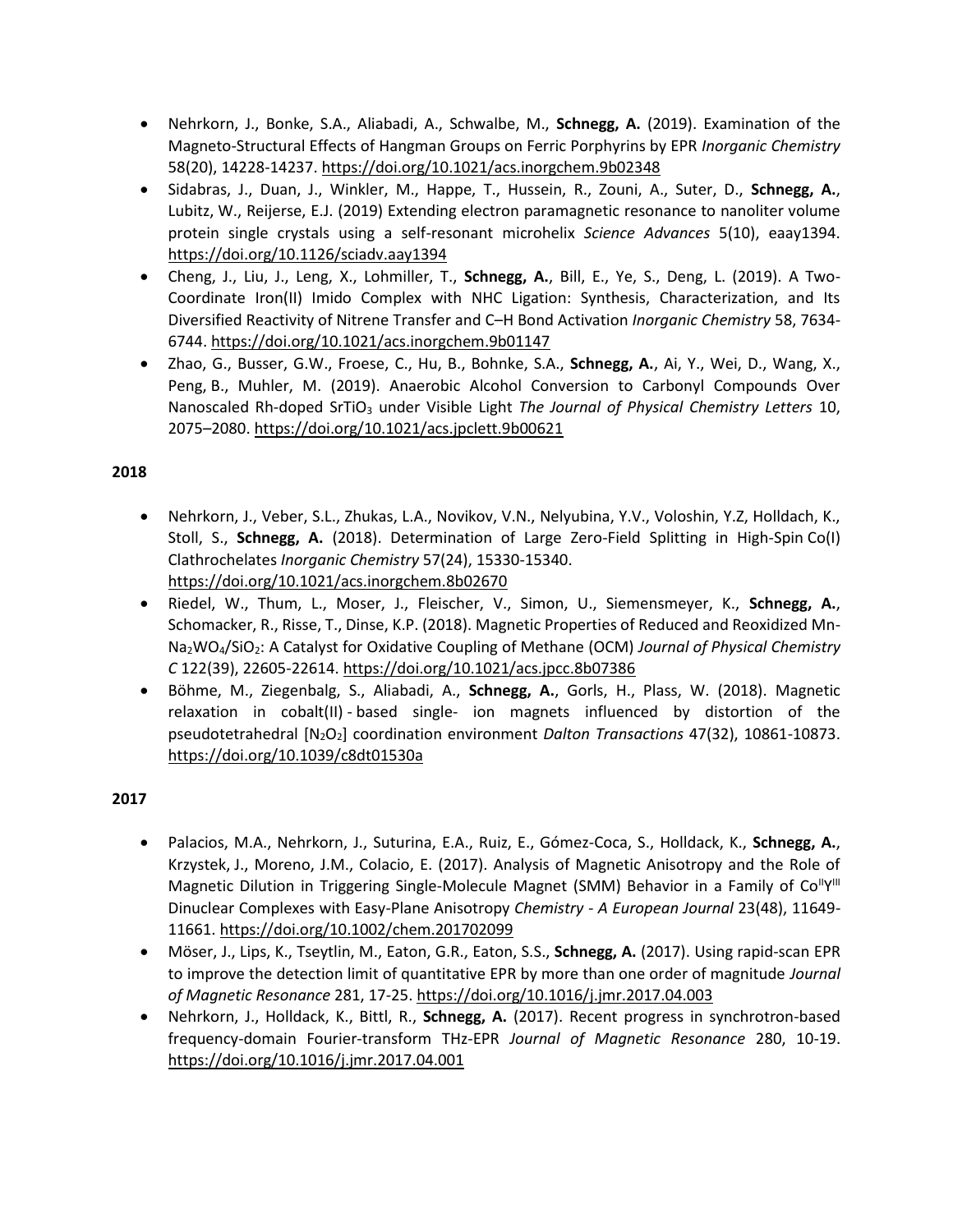- Nehrkorn, J., Bonke, S.A., Aliabadi, A., Schwalbe, M., **Schnegg, A.** (2019). Examination of the Magneto-Structural Effects of Hangman Groups on Ferric Porphyrins by EPR *Inorganic Chemistry* 58(20), 14228-14237. https://doi.org/10.1021/acs.inorgchem.9b02348
- Sidabras, J., Duan, J., Winkler, M., Happe, T., Hussein, R., Zouni, A., Suter, D., **Schnegg, A.**, Lubitz, W., Reijerse, E.J. (2019) Extending electron paramagnetic resonance to nanoliter volume protein single crystals using a self-resonant microhelix *Science Advances* 5(10), eaay1394. https://doi.org/10.1126/sciadv.aay1394
- Cheng, J., Liu, J., Leng, X., Lohmiller, T., **Schnegg, A.**, Bill, E., Ye, S., Deng, L. (2019). A Two-Coordinate Iron(II) Imido Complex with NHC Ligation: Synthesis, Characterization, and Its Diversified Reactivity of Nitrene Transfer and C–H Bond Activation *Inorganic Chemistry* 58, 7634-6744. https://doi.org/10.1021/acs.inorgchem.9b01147
- Zhao, G., Busser, G.W., Froese, C., Hu, B., Bohnke, S.A., **Schnegg, A.**, Ai, Y., Wei, D., Wang, X., Peng, B., Muhler, M. (2019). Anaerobic Alcohol Conversion to Carbonyl Compounds Over Nanoscaled Rh-doped $SrTiO_3$ under Visible Light *The Journal of Physical Chemistry Letters* 10, 2075–2080. https://doi.org/10.1021/acs.jpclett.9b00621

**2018**

- Nehrkorn, J., Veber, S.L., Zhukas, L.A., Novikov, V.N., Nelyubina, Y.V., Voloshin, Y.Z, Holldach, K., Stoll, S., **Schnegg, A.** (2018). Determination of Large Zero-Field Splitting in High-Spin Co(I) Clathrochelates *Inorganic Chemistry* 57(24), 15330-15340. https://doi.org/10.1021/acs.inorgchem.8b02670
- Riedel, W., Thum, L., Moser, J., Fleischer, V., Simon, U., Siemensmeyer, K., **Schnegg, A.**, Schomacker, R., Risse, T., Dinse, K.P. (2018). Magnetic Properties of Reduced and Reoxidized Mn-$Na_2WO_4/SiO_2$: A Catalyst for Oxidative Coupling of Methane (OCM) *Journal of Physical Chemistry C* 122(39), 22605-22614. https://doi.org/10.1021/acs.jpcc.8b07386
- Böhme, M., Ziegenbalg, S., Aliabadi, A., **Schnegg, A.**, Gorls, H., Plass, W. (2018). Magnetic relaxation in cobalt(II) - based single- ion magnets influenced by distortion of the pseudotetrahedral [$N_2O_2$] coordination environment *Dalton Transactions* 47(32), 10861-10873. https://doi.org/10.1039/c8dt01530a

**2017**

- Palacios, M.A., Nehrkorn, J., Suturina, E.A., Ruiz, E., Gómez-Coca, S., Holldack, K., **Schnegg, A.**, Krzystek, J., Moreno, J.M., Colacio, E. (2017). Analysis of Magnetic Anisotropy and the Role of Magnetic Dilution in Triggering Single-Molecule Magnet (SMM) Behavior in a Family of $Co^{II}Y^{III}$ Dinuclear Complexes with Easy-Plane Anisotropy *Chemistry - A European Journal* 23(48), 11649-11661. https://doi.org/10.1002/chem.201702099
- Möser, J., Lips, K., Tseytlin, M., Eaton, G.R., Eaton, S.S., **Schnegg, A.** (2017). Using rapid-scan EPR to improve the detection limit of quantitative EPR by more than one order of magnitude *Journal of Magnetic Resonance* 281, 17-25. https://doi.org/10.1016/j.jmr.2017.04.003
- Nehrkorn, J., Holldack, K., Bittl, R., **Schnegg, A.** (2017). Recent progress in synchrotron-based frequency-domain Fourier-transform THz-EPR *Journal of Magnetic Resonance* 280, 10-19. https://doi.org/10.1016/j.jmr.2017.04.001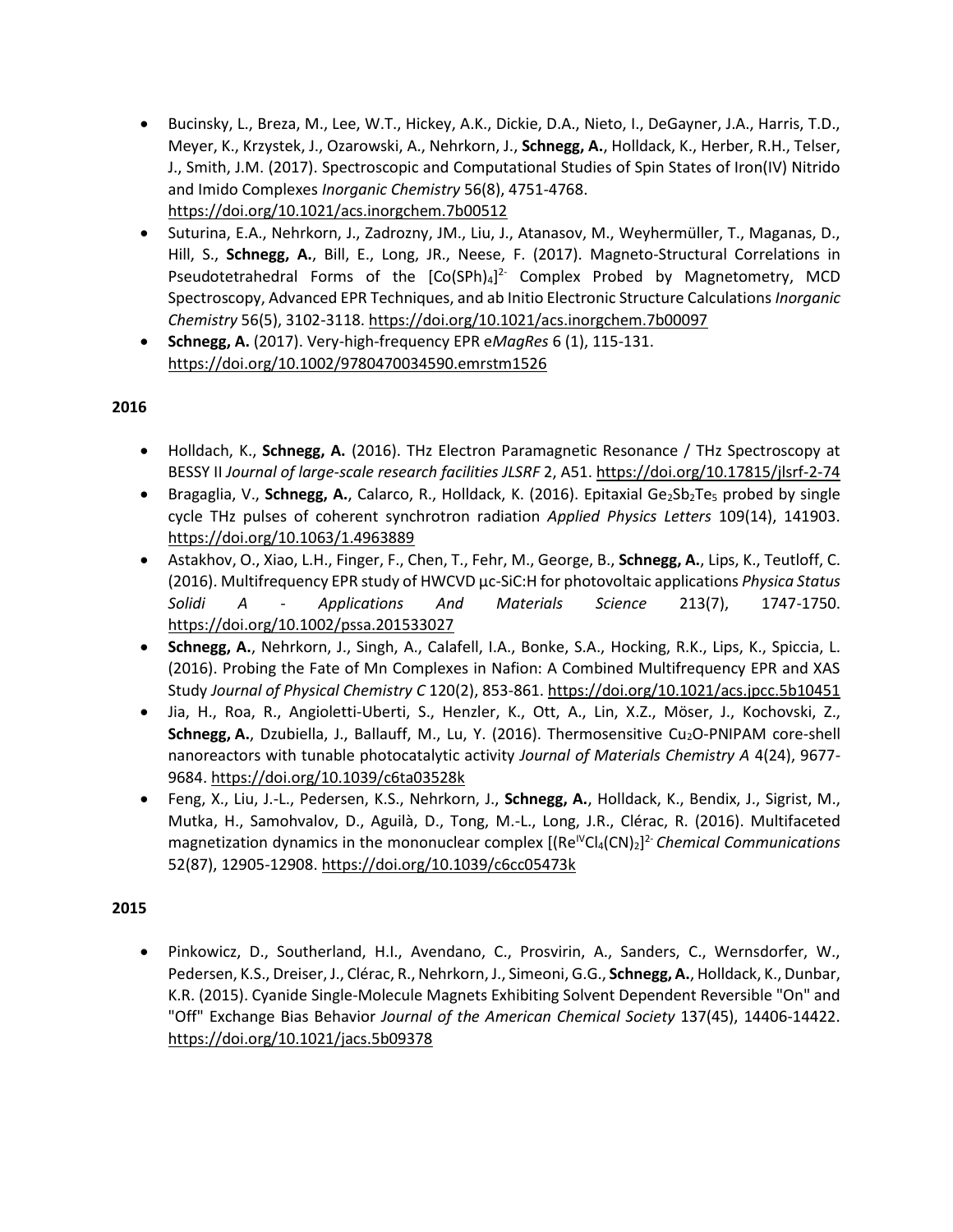- Bucinsky, L., Breza, M., Lee, W.T., Hickey, A.K., Dickie, D.A., Nieto, I., DeGayner, J.A., Harris, T.D., Meyer, K., Krzystek, J., Ozarowski, A., Nehrkorn, J., **Schnegg, A.**, Holldack, K., Herber, R.H., Telser, J., Smith, J.M. (2017). Spectroscopic and Computational Studies of Spin States of Iron(IV) Nitrido and Imido Complexes *Inorganic Chemistry* 56(8), 4751-4768. https://doi.org/10.1021/acs.inorgchem.7b00512
- Suturina, E.A., Nehrkorn, J., Zadrozny, JM., Liu, J., Atanasov, M., Weyhermüller, T., Maganas, D., Hill, S., **Schnegg, A.**, Bill, E., Long, JR., Neese, F. (2017). Magneto-Structural Correlations in Pseudotetrahedral Forms of the $[Co(SPh)_4]^{2-}$ Complex Probed by Magnetometry, MCD Spectroscopy, Advanced EPR Techniques, and ab Initio Electronic Structure Calculations *Inorganic Chemistry* 56(5), 3102-3118. https://doi.org/10.1021/acs.inorgchem.7b00097
- **Schnegg, A.** (2017). Very-high-frequency EPR e*MagRes* 6 (1), 115-131. https://doi.org/10.1002/9780470034590.emrstm1526

**2016**

- Holldach, K., **Schnegg, A.** (2016). THz Electron Paramagnetic Resonance / THz Spectroscopy at BESSY II *Journal of large-scale research facilities JLSRF* 2, A51. https://doi.org/10.17815/jlsrf-2-74
- Bragaglia, V., **Schnegg, A.**, Calarco, R., Holldack, K. (2016). Epitaxial $Ge_2Sb_2Te_5$ probed by single cycle THz pulses of coherent synchrotron radiation *Applied Physics Letters* 109(14), 141903. https://doi.org/10.1063/1.4963889
- Astakhov, O., Xiao, L.H., Finger, F., Chen, T., Fehr, M., George, B., **Schnegg, A.**, Lips, K., Teutloff, C. (2016). Multifrequency EPR study of HWCVD μc-SiC:H for photovoltaic applications *Physica Status Solidi A - Applications And Materials Science* 213(7), 1747-1750. https://doi.org/10.1002/pssa.201533027
- **Schnegg, A.**, Nehrkorn, J., Singh, A., Calafell, I.A., Bonke, S.A., Hocking, R.K., Lips, K., Spiccia, L. (2016). Probing the Fate of Mn Complexes in Nafion: A Combined Multifrequency EPR and XAS Study *Journal of Physical Chemistry C* 120(2), 853-861. https://doi.org/10.1021/acs.jpcc.5b10451
- Jia, H., Roa, R., Angioletti-Uberti, S., Henzler, K., Ott, A., Lin, X.Z., Möser, J., Kochovski, Z., **Schnegg, A.**, Dzubiella, J., Ballauff, M., Lu, Y. (2016). Thermosensitive $Cu_2O$-PNIPAM core-shell nanoreactors with tunable photocatalytic activity *Journal of Materials Chemistry A* 4(24), 9677-9684. https://doi.org/10.1039/c6ta03528k
- Feng, X., Liu, J.-L., Pedersen, K.S., Nehrkorn, J., **Schnegg, A.**, Holldack, K., Bendix, J., Sigrist, M., Mutka, H., Samohvalov, D., Aguilà, D., Tong, M.-L., Long, J.R., Clérac, R. (2016). Multifaceted magnetization dynamics in the mononuclear complex $[(Re^{IV}Cl_4(CN)_2]^{2-}$ *Chemical Communications* 52(87), 12905-12908. https://doi.org/10.1039/c6cc05473k

**2015**

- Pinkowicz, D., Southerland, H.I., Avendano, C., Prosvirin, A., Sanders, C., Wernsdorfer, W., Pedersen, K.S., Dreiser, J., Clérac, R., Nehrkorn, J., Simeoni, G.G., **Schnegg, A.**, Holldack, K., Dunbar, K.R. (2015). Cyanide Single-Molecule Magnets Exhibiting Solvent Dependent Reversible "On" and "Off" Exchange Bias Behavior *Journal of the American Chemical Society* 137(45), 14406-14422. https://doi.org/10.1021/jacs.5b09378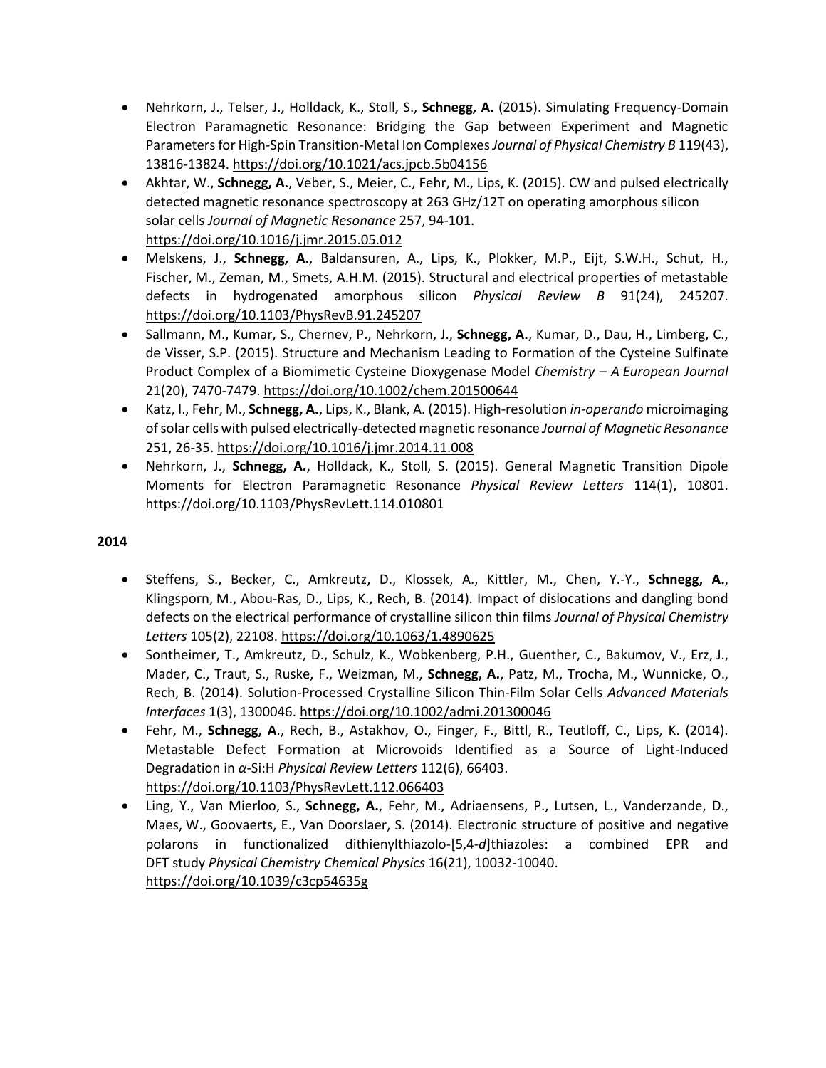- Nehrkorn, J., Telser, J., Holldack, K., Stoll, S., **Schnegg, A.** (2015). Simulating Frequency-Domain Electron Paramagnetic Resonance: Bridging the Gap between Experiment and Magnetic Parameters for High-Spin Transition-Metal Ion Complexes *Journal of Physical Chemistry B* 119(43), 13816-13824. https://doi.org/10.1021/acs.jpcb.5b04156
- Akhtar, W., **Schnegg, A.**, Veber, S., Meier, C., Fehr, M., Lips, K. (2015). CW and pulsed electrically detected magnetic resonance spectroscopy at 263 GHz/12T on operating amorphous silicon solar cells *Journal of Magnetic Resonance* 257, 94-101. https://doi.org/10.1016/j.jmr.2015.05.012
- Melskens, J., **Schnegg, A.**, Baldansuren, A., Lips, K., Plokker, M.P., Eijt, S.W.H., Schut, H., Fischer, M., Zeman, M., Smets, A.H.M. (2015). Structural and electrical properties of metastable defects in hydrogenated amorphous silicon *Physical Review B* 91(24), 245207. https://doi.org/10.1103/PhysRevB.91.245207
- Sallmann, M., Kumar, S., Chernev, P., Nehrkorn, J., **Schnegg, A.**, Kumar, D., Dau, H., Limberg, C., de Visser, S.P. (2015). Structure and Mechanism Leading to Formation of the Cysteine Sulfinate Product Complex of a Biomimetic Cysteine Dioxygenase Model *Chemistry – A European Journal* 21(20), 7470-7479. https://doi.org/10.1002/chem.201500644
- Katz, I., Fehr, M., **Schnegg, A.**, Lips, K., Blank, A. (2015). High-resolution *in-operando* microimaging of solar cells with pulsed electrically-detected magnetic resonance *Journal of Magnetic Resonance* 251, 26-35. https://doi.org/10.1016/j.jmr.2014.11.008
- Nehrkorn, J., **Schnegg, A.**, Holldack, K., Stoll, S. (2015). General Magnetic Transition Dipole Moments for Electron Paramagnetic Resonance *Physical Review Letters* 114(1), 10801. https://doi.org/10.1103/PhysRevLett.114.010801

**2014**

- Steffens, S., Becker, C., Amkreutz, D., Klossek, A., Kittler, M., Chen, Y.-Y., **Schnegg, A.**, Klingsporn, M., Abou-Ras, D., Lips, K., Rech, B. (2014). Impact of dislocations and dangling bond defects on the electrical performance of crystalline silicon thin films *Journal of Physical Chemistry Letters* 105(2), 22108. https://doi.org/10.1063/1.4890625
- Sontheimer, T., Amkreutz, D., Schulz, K., Wobkenberg, P.H., Guenther, C., Bakumov, V., Erz, J., Mader, C., Traut, S., Ruske, F., Weizman, M., **Schnegg, A.**, Patz, M., Trocha, M., Wunnicke, O., Rech, B. (2014). Solution-Processed Crystalline Silicon Thin-Film Solar Cells *Advanced Materials Interfaces* 1(3), 1300046. https://doi.org/10.1002/admi.201300046
- Fehr, M., **Schnegg, A**., Rech, B., Astakhov, O., Finger, F., Bittl, R., Teutloff, C., Lips, K. (2014). Metastable Defect Formation at Microvoids Identified as a Source of Light-Induced Degradation in *α*-Si:H *Physical Review Letters* 112(6), 66403. https://doi.org/10.1103/PhysRevLett.112.066403
- Ling, Y., Van Mierloo, S., **Schnegg, A.**, Fehr, M., Adriaensens, P., Lutsen, L., Vanderzande, D., Maes, W., Goovaerts, E., Van Doorslaer, S. (2014). Electronic structure of positive and negative polarons in functionalized dithienylthiazolo-[5,4-*d*]thiazoles: a combined EPR and DFT study *Physical Chemistry Chemical Physics* 16(21), 10032-10040. https://doi.org/10.1039/c3cp54635g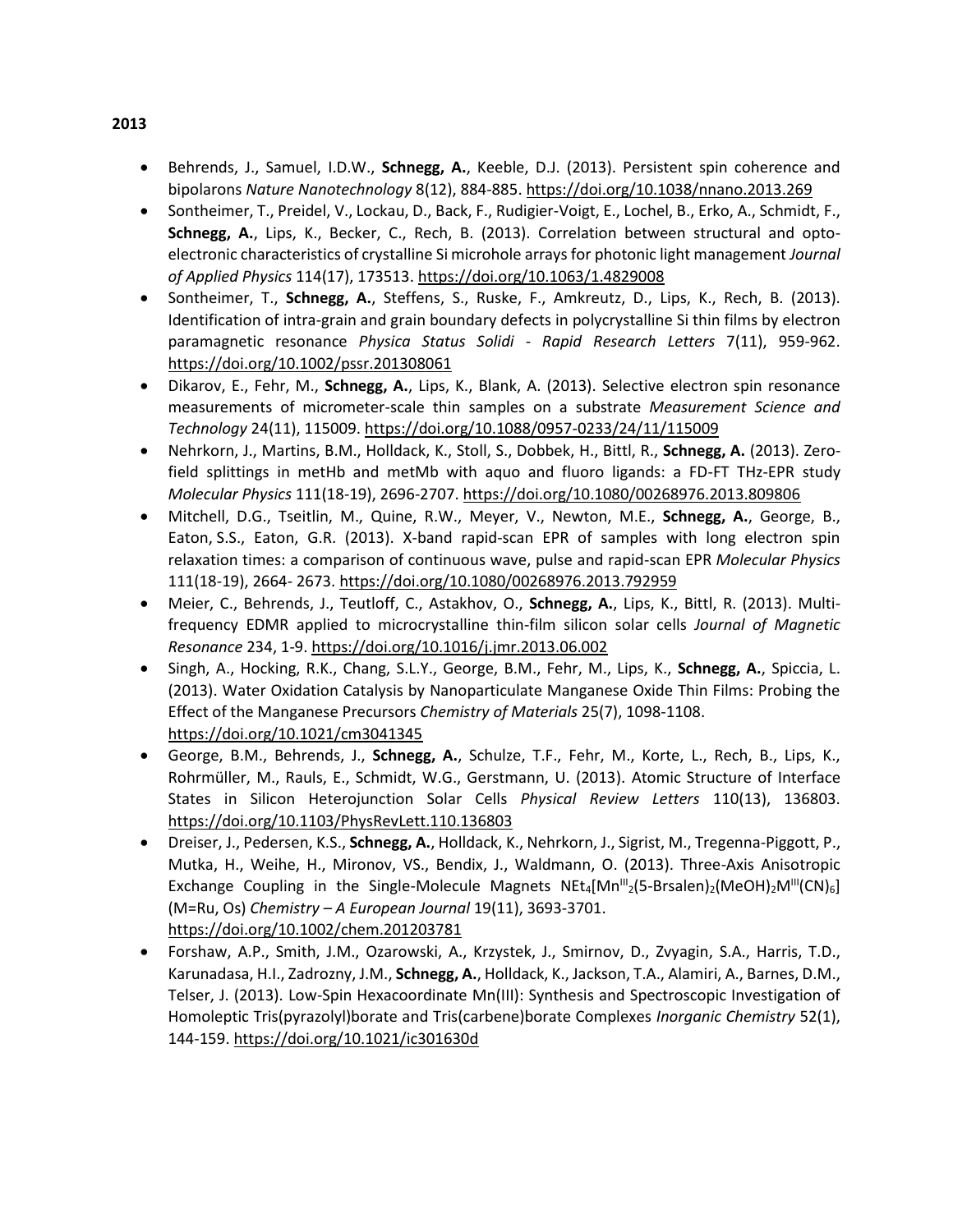**2013**

- Behrends, J., Samuel, I.D.W., **Schnegg, A.**, Keeble, D.J. (2013). Persistent spin coherence and bipolarons *Nature Nanotechnology* 8(12), 884-885. https://doi.org/10.1038/nnano.2013.269
- Sontheimer, T., Preidel, V., Lockau, D., Back, F., Rudigier-Voigt, E., Lochel, B., Erko, A., Schmidt, F., **Schnegg, A.**, Lips, K., Becker, C., Rech, B. (2013). Correlation between structural and opto-electronic characteristics of crystalline Si microhole arrays for photonic light management *Journal of Applied Physics* 114(17), 173513. https://doi.org/10.1063/1.4829008
- Sontheimer, T., **Schnegg, A.**, Steffens, S., Ruske, F., Amkreutz, D., Lips, K., Rech, B. (2013). Identification of intra-grain and grain boundary defects in polycrystalline Si thin films by electron paramagnetic resonance *Physica Status Solidi - Rapid Research Letters* 7(11), 959-962. https://doi.org/10.1002/pssr.201308061
- Dikarov, E., Fehr, M., **Schnegg, A.**, Lips, K., Blank, A. (2013). Selective electron spin resonance measurements of micrometer-scale thin samples on a substrate *Measurement Science and Technology* 24(11), 115009. https://doi.org/10.1088/0957-0233/24/11/115009
- Nehrkorn, J., Martins, B.M., Holldack, K., Stoll, S., Dobbek, H., Bittl, R., **Schnegg, A.** (2013). Zero-field splittings in metHb and metMb with aquo and fluoro ligands: a FD-FT THz-EPR study *Molecular Physics* 111(18-19), 2696-2707. https://doi.org/10.1080/00268976.2013.809806
- Mitchell, D.G., Tseitlin, M., Quine, R.W., Meyer, V., Newton, M.E., **Schnegg, A.**, George, B., Eaton, S.S., Eaton, G.R. (2013). X-band rapid-scan EPR of samples with long electron spin relaxation times: a comparison of continuous wave, pulse and rapid-scan EPR *Molecular Physics* 111(18-19), 2664- 2673. https://doi.org/10.1080/00268976.2013.792959
- Meier, C., Behrends, J., Teutloff, C., Astakhov, O., **Schnegg, A.**, Lips, K., Bittl, R. (2013). Multi-frequency EDMR applied to microcrystalline thin-film silicon solar cells *Journal of Magnetic Resonance* 234, 1-9. https://doi.org/10.1016/j.jmr.2013.06.002
- Singh, A., Hocking, R.K., Chang, S.L.Y., George, B.M., Fehr, M., Lips, K., **Schnegg, A.**, Spiccia, L. (2013). Water Oxidation Catalysis by Nanoparticulate Manganese Oxide Thin Films: Probing the Effect of the Manganese Precursors *Chemistry of Materials* 25(7), 1098-1108. https://doi.org/10.1021/cm3041345
- George, B.M., Behrends, J., **Schnegg, A.**, Schulze, T.F., Fehr, M., Korte, L., Rech, B., Lips, K., Rohrmüller, M., Rauls, E., Schmidt, W.G., Gerstmann, U. (2013). Atomic Structure of Interface States in Silicon Heterojunction Solar Cells *Physical Review Letters* 110(13), 136803. https://doi.org/10.1103/PhysRevLett.110.136803
- Dreiser, J., Pedersen, K.S., **Schnegg, A.**, Holldack, K., Nehrkorn, J., Sigrist, M., Tregenna-Piggott, P., Mutka, H., Weihe, H., Mironov, VS., Bendix, J., Waldmann, O. (2013). Three-Axis Anisotropic Exchange Coupling in the Single-Molecule Magnets $NEt_4[Mn^{III}_2(5\text{-Brsalen})_2(MeOH)_2M^{III}(CN)_6]$ (M=Ru, Os) *Chemistry – A European Journal* 19(11), 3693-3701. https://doi.org/10.1002/chem.201203781
- Forshaw, A.P., Smith, J.M., Ozarowski, A., Krzystek, J., Smirnov, D., Zvyagin, S.A., Harris, T.D., Karunadasa, H.I., Zadrozny, J.M., **Schnegg, A.**, Holldack, K., Jackson, T.A., Alamiri, A., Barnes, D.M., Telser, J. (2013). Low-Spin Hexacoordinate Mn(III): Synthesis and Spectroscopic Investigation of Homoleptic Tris(pyrazolyl)borate and Tris(carbene)borate Complexes *Inorganic Chemistry* 52(1), 144-159. https://doi.org/10.1021/ic301630d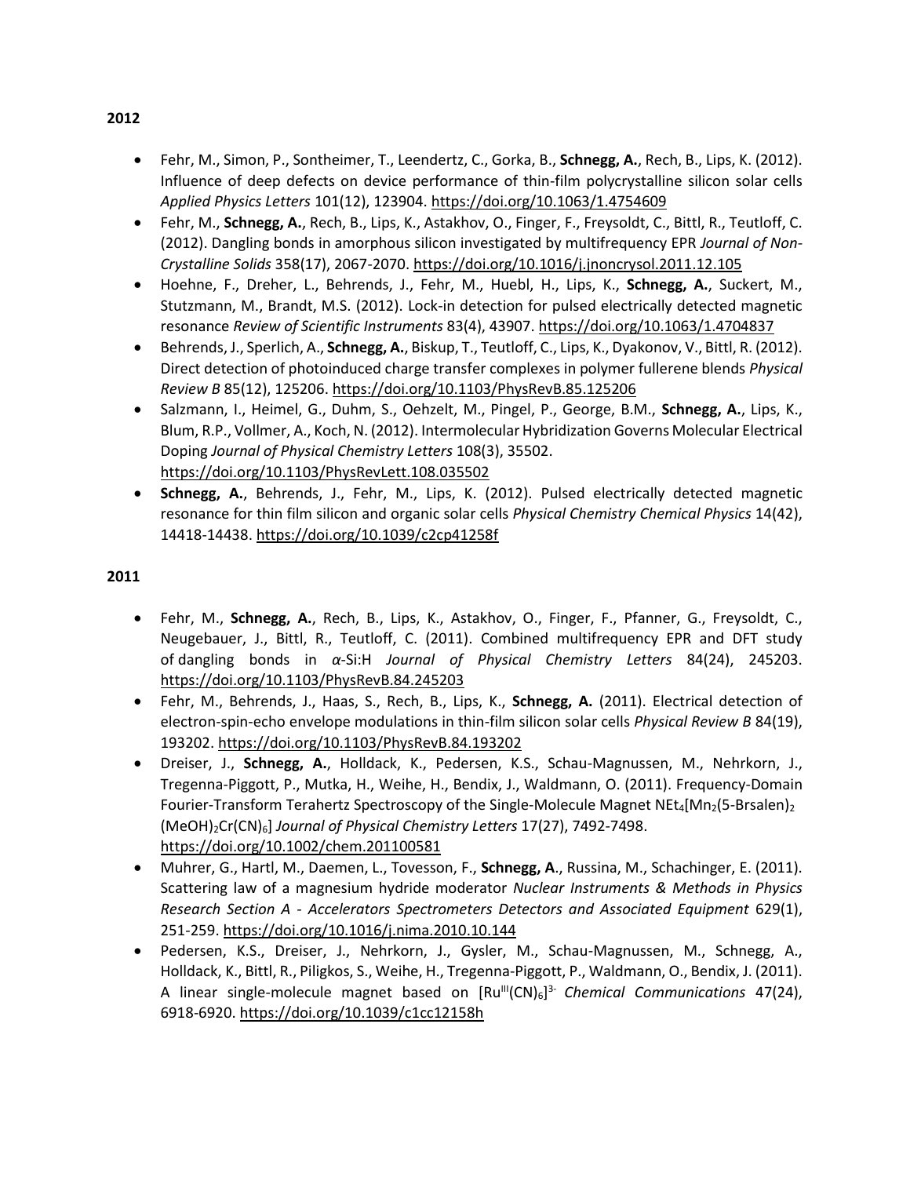**2012**

- Fehr, M., Simon, P., Sontheimer, T., Leendertz, C., Gorka, B., **Schnegg, A.**, Rech, B., Lips, K. (2012). Influence of deep defects on device performance of thin-film polycrystalline silicon solar cells *Applied Physics Letters* 101(12), 123904. https://doi.org/10.1063/1.4754609
- Fehr, M., **Schnegg, A.**, Rech, B., Lips, K., Astakhov, O., Finger, F., Freysoldt, C., Bittl, R., Teutloff, C. (2012). Dangling bonds in amorphous silicon investigated by multifrequency EPR *Journal of Non-Crystalline Solids* 358(17), 2067-2070. https://doi.org/10.1016/j.jnoncrysol.2011.12.105
- Hoehne, F., Dreher, L., Behrends, J., Fehr, M., Huebl, H., Lips, K., **Schnegg, A.**, Suckert, M., Stutzmann, M., Brandt, M.S. (2012). Lock-in detection for pulsed electrically detected magnetic resonance *Review of Scientific Instruments* 83(4), 43907. https://doi.org/10.1063/1.4704837
- Behrends, J., Sperlich, A., **Schnegg, A.**, Biskup, T., Teutloff, C., Lips, K., Dyakonov, V., Bittl, R. (2012). Direct detection of photoinduced charge transfer complexes in polymer fullerene blends *Physical Review B* 85(12), 125206. https://doi.org/10.1103/PhysRevB.85.125206
- Salzmann, I., Heimel, G., Duhm, S., Oehzelt, M., Pingel, P., George, B.M., **Schnegg, A.**, Lips, K., Blum, R.P., Vollmer, A., Koch, N. (2012). Intermolecular Hybridization Governs Molecular Electrical Doping *Journal of Physical Chemistry Letters* 108(3), 35502. https://doi.org/10.1103/PhysRevLett.108.035502
- **Schnegg, A.**, Behrends, J., Fehr, M., Lips, K. (2012). Pulsed electrically detected magnetic resonance for thin film silicon and organic solar cells *Physical Chemistry Chemical Physics* 14(42), 14418-14438. https://doi.org/10.1039/c2cp41258f

**2011**

- Fehr, M., **Schnegg, A.**, Rech, B., Lips, K., Astakhov, O., Finger, F., Pfanner, G., Freysoldt, C., Neugebauer, J., Bittl, R., Teutloff, C. (2011). Combined multifrequency EPR and DFT study of dangling bonds in *α*-Si:H *Journal of Physical Chemistry Letters* 84(24), 245203. https://doi.org/10.1103/PhysRevB.84.245203
- Fehr, M., Behrends, J., Haas, S., Rech, B., Lips, K., **Schnegg, A.** (2011). Electrical detection of electron-spin-echo envelope modulations in thin-film silicon solar cells *Physical Review B* 84(19), 193202. https://doi.org/10.1103/PhysRevB.84.193202
- Dreiser, J., **Schnegg, A.**, Holldack, K., Pedersen, K.S., Schau-Magnussen, M., Nehrkorn, J., Tregenna-Piggott, P., Mutka, H., Weihe, H., Bendix, J., Waldmann, O. (2011). Frequency-Domain Fourier-Transform Terahertz Spectroscopy of the Single-Molecule Magnet $NEt_4[Mn_2(5\text{-Brsalen})_2(MeOH)_2Cr(CN)_6]$ *Journal of Physical Chemistry Letters* 17(27), 7492-7498. https://doi.org/10.1002/chem.201100581
- Muhrer, G., Hartl, M., Daemen, L., Tovesson, F., **Schnegg, A**., Russina, M., Schachinger, E. (2011). Scattering law of a magnesium hydride moderator *Nuclear Instruments & Methods in Physics Research Section A - Accelerators Spectrometers Detectors and Associated Equipment* 629(1), 251-259. https://doi.org/10.1016/j.nima.2010.10.144
- Pedersen, K.S., Dreiser, J., Nehrkorn, J., Gysler, M., Schau-Magnussen, M., Schnegg, A., Holldack, K., Bittl, R., Piligkos, S., Weihe, H., Tregenna-Piggott, P., Waldmann, O., Bendix, J. (2011). A linear single-molecule magnet based on $[Ru^{III}(CN)_6]^{3-}$ *Chemical Communications* 47(24), 6918-6920. https://doi.org/10.1039/c1cc12158h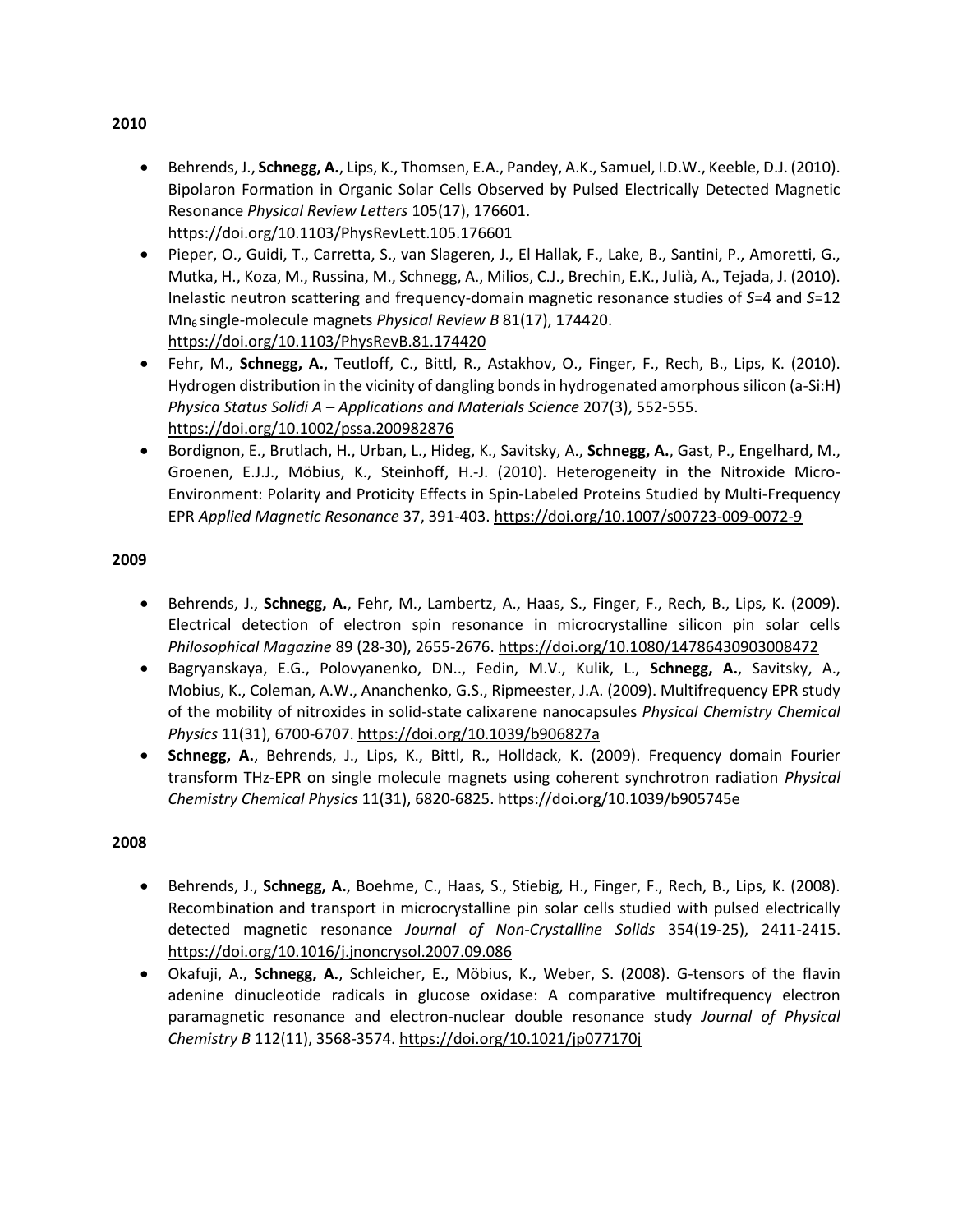**2010**

- Behrends, J., **Schnegg, A.**, Lips, K., Thomsen, E.A., Pandey, A.K., Samuel, I.D.W., Keeble, D.J. (2010). Bipolaron Formation in Organic Solar Cells Observed by Pulsed Electrically Detected Magnetic Resonance *Physical Review Letters* 105(17), 176601. https://doi.org/10.1103/PhysRevLett.105.176601
- Pieper, O., Guidi, T., Carretta, S., van Slageren, J., El Hallak, F., Lake, B., Santini, P., Amoretti, G., Mutka, H., Koza, M., Russina, M., Schnegg, A., Milios, C.J., Brechin, E.K., Julià, A., Tejada, J. (2010). Inelastic neutron scattering and frequency-domain magnetic resonance studies of *S*=4 and *S*=12 $Mn_6$ single-molecule magnets *Physical Review B* 81(17), 174420. https://doi.org/10.1103/PhysRevB.81.174420
- Fehr, M., **Schnegg, A.**, Teutloff, C., Bittl, R., Astakhov, O., Finger, F., Rech, B., Lips, K. (2010). Hydrogen distribution in the vicinity of dangling bonds in hydrogenated amorphous silicon (a-Si:H) *Physica Status Solidi A – Applications and Materials Science* 207(3), 552-555. https://doi.org/10.1002/pssa.200982876
- Bordignon, E., Brutlach, H., Urban, L., Hideg, K., Savitsky, A., **Schnegg, A.**, Gast, P., Engelhard, M., Groenen, E.J.J., Möbius, K., Steinhoff, H.-J. (2010). Heterogeneity in the Nitroxide Micro-Environment: Polarity and Proticity Effects in Spin-Labeled Proteins Studied by Multi-Frequency EPR *Applied Magnetic Resonance* 37, 391-403. https://doi.org/10.1007/s00723-009-0072-9

**2009**

- Behrends, J., **Schnegg, A.**, Fehr, M., Lambertz, A., Haas, S., Finger, F., Rech, B., Lips, K. (2009). Electrical detection of electron spin resonance in microcrystalline silicon pin solar cells *Philosophical Magazine* 89 (28-30), 2655-2676. https://doi.org/10.1080/14786430903008472
- Bagryanskaya, E.G., Polovyanenko, DN.., Fedin, M.V., Kulik, L., **Schnegg, A.**, Savitsky, A., Mobius, K., Coleman, A.W., Ananchenko, G.S., Ripmeester, J.A. (2009). Multifrequency EPR study of the mobility of nitroxides in solid-state calixarene nanocapsules *Physical Chemistry Chemical Physics* 11(31), 6700-6707. https://doi.org/10.1039/b906827a
- **Schnegg, A.**, Behrends, J., Lips, K., Bittl, R., Holldack, K. (2009). Frequency domain Fourier transform THz-EPR on single molecule magnets using coherent synchrotron radiation *Physical Chemistry Chemical Physics* 11(31), 6820-6825. https://doi.org/10.1039/b905745e

**2008**

- Behrends, J., **Schnegg, A.**, Boehme, C., Haas, S., Stiebig, H., Finger, F., Rech, B., Lips, K. (2008). Recombination and transport in microcrystalline pin solar cells studied with pulsed electrically detected magnetic resonance *Journal of Non-Crystalline Solids* 354(19-25), 2411-2415. https://doi.org/10.1016/j.jnoncrysol.2007.09.086
- Okafuji, A., **Schnegg, A.**, Schleicher, E., Möbius, K., Weber, S. (2008). G-tensors of the flavin adenine dinucleotide radicals in glucose oxidase: A comparative multifrequency electron paramagnetic resonance and electron-nuclear double resonance study *Journal of Physical Chemistry B* 112(11), 3568-3574. https://doi.org/10.1021/jp077170j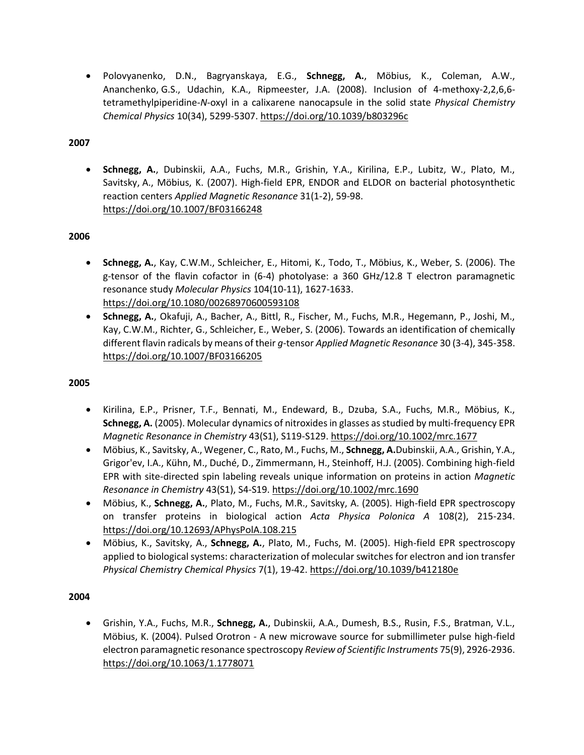- Polovyanenko, D.N., Bagryanskaya, E.G., **Schnegg, A.**, Möbius, K., Coleman, A.W., Ananchenko, G.S., Udachin, K.A., Ripmeester, J.A. (2008). Inclusion of 4-methoxy-2,2,6,6-tetramethylpiperidine-*N*-oxyl in a calixarene nanocapsule in the solid state *Physical Chemistry Chemical Physics* 10(34), 5299-5307. https://doi.org/10.1039/b803296c

**2007**

- **Schnegg, A.**, Dubinskii, A.A., Fuchs, M.R., Grishin, Y.A., Kirilina, E.P., Lubitz, W., Plato, M., Savitsky, A., Möbius, K. (2007). High-field EPR, ENDOR and ELDOR on bacterial photosynthetic reaction centers *Applied Magnetic Resonance* 31(1-2), 59-98. https://doi.org/10.1007/BF03166248

**2006**

- **Schnegg, A.**, Kay, C.W.M., Schleicher, E., Hitomi, K., Todo, T., Möbius, K., Weber, S. (2006). The g-tensor of the flavin cofactor in (6-4) photolyase: a 360 GHz/12.8 T electron paramagnetic resonance study *Molecular Physics* 104(10-11), 1627-1633. https://doi.org/10.1080/00268970600593108
- **Schnegg, A.**, Okafuji, A., Bacher, A., Bittl, R., Fischer, M., Fuchs, M.R., Hegemann, P., Joshi, M., Kay, C.W.M., Richter, G., Schleicher, E., Weber, S. (2006). Towards an identification of chemically different flavin radicals by means of their *g*-tensor *Applied Magnetic Resonance* 30 (3-4), 345-358. https://doi.org/10.1007/BF03166205

**2005**

- Kirilina, E.P., Prisner, T.F., Bennati, M., Endeward, B., Dzuba, S.A., Fuchs, M.R., Möbius, K., **Schnegg, A.** (2005). Molecular dynamics of nitroxides in glasses as studied by multi-frequency EPR *Magnetic Resonance in Chemistry* 43(S1), S119-S129. https://doi.org/10.1002/mrc.1677
- Möbius, K., Savitsky, A., Wegener, C., Rato, M., Fuchs, M., **Schnegg, A.**Dubinskii, A.A., Grishin, Y.A., Grigor'ev, I.A., Kühn, M., Duché, D., Zimmermann, H., Steinhoff, H.J. (2005). Combining high-field EPR with site-directed spin labeling reveals unique information on proteins in action *Magnetic Resonance in Chemistry* 43(S1), S4-S19. https://doi.org/10.1002/mrc.1690
- Möbius, K., **Schnegg, A.**, Plato, M., Fuchs, M.R., Savitsky, A. (2005). High-field EPR spectroscopy on transfer proteins in biological action *Acta Physica Polonica A* 108(2), 215-234. https://doi.org/10.12693/APhysPolA.108.215
- Möbius, K., Savitsky, A., **Schnegg, A.**, Plato, M., Fuchs, M. (2005). High-field EPR spectroscopy applied to biological systems: characterization of molecular switches for electron and ion transfer *Physical Chemistry Chemical Physics* 7(1), 19-42. https://doi.org/10.1039/b412180e

**2004**

- Grishin, Y.A., Fuchs, M.R., **Schnegg, A.**, Dubinskii, A.A., Dumesh, B.S., Rusin, F.S., Bratman, V.L., Möbius, K. (2004). Pulsed Orotron - A new microwave source for submillimeter pulse high-field electron paramagnetic resonance spectroscopy *Review of Scientific Instruments* 75(9), 2926-2936. https://doi.org/10.1063/1.1778071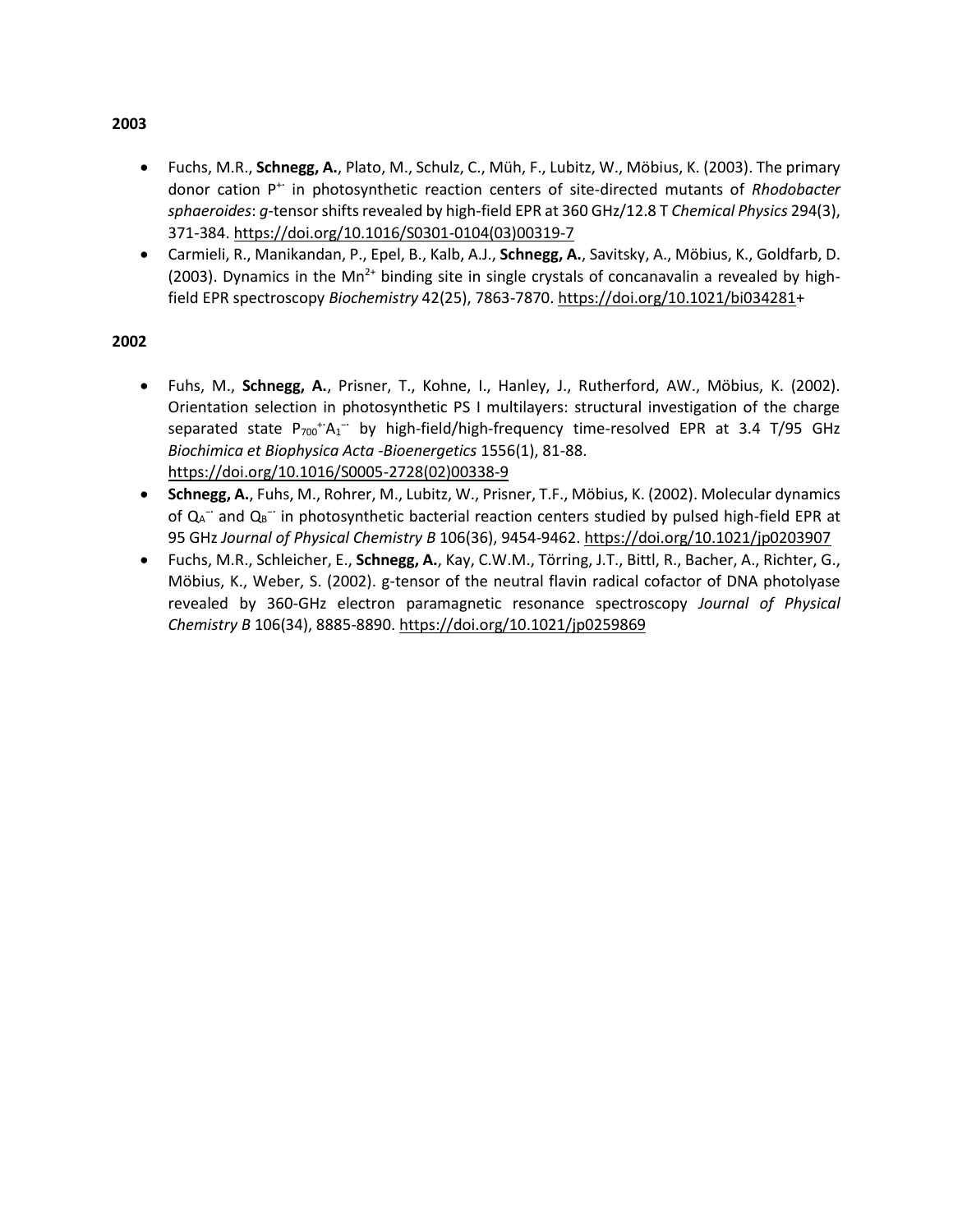**2003**

- Fuchs, M.R., **Schnegg, A.**, Plato, M., Schulz, C., Müh, F., Lubitz, W., Möbius, K. (2003). The primary donor cation $P^{+\cdot}$ in photosynthetic reaction centers of site-directed mutants of *Rhodobacter sphaeroides*: *g*-tensor shifts revealed by high-field EPR at 360 GHz/12.8 T *Chemical Physics* 294(3), 371-384. https://doi.org/10.1016/S0301-0104(03)00319-7
- Carmieli, R., Manikandan, P., Epel, B., Kalb, A.J., **Schnegg, A.**, Savitsky, A., Möbius, K., Goldfarb, D. (2003). Dynamics in the $Mn^{2+}$ binding site in single crystals of concanavalin a revealed by high-field EPR spectroscopy *Biochemistry* 42(25), 7863-7870. https://doi.org/10.1021/bi034281+

**2002**

- Fuhs, M., **Schnegg, A.**, Prisner, T., Kohne, I., Hanley, J., Rutherford, AW., Möbius, K. (2002). Orientation selection in photosynthetic PS I multilayers: structural investigation of the charge separated state $P_{700}^{+\cdot}A_1^{-\cdot}$ by high-field/high-frequency time-resolved EPR at 3.4 T/95 GHz *Biochimica et Biophysica Acta -Bioenergetics* 1556(1), 81-88. https://doi.org/10.1016/S0005-2728(02)00338-9
- **Schnegg, A.**, Fuhs, M., Rohrer, M., Lubitz, W., Prisner, T.F., Möbius, K. (2002). Molecular dynamics of $Q_A^{-\cdot}$ and $Q_B^{-\cdot}$ in photosynthetic bacterial reaction centers studied by pulsed high-field EPR at 95 GHz *Journal of Physical Chemistry B* 106(36), 9454-9462. https://doi.org/10.1021/jp0203907
- Fuchs, M.R., Schleicher, E., **Schnegg, A.**, Kay, C.W.M., Törring, J.T., Bittl, R., Bacher, A., Richter, G., Möbius, K., Weber, S. (2002). g-tensor of the neutral flavin radical cofactor of DNA photolyase revealed by 360-GHz electron paramagnetic resonance spectroscopy *Journal of Physical Chemistry B* 106(34), 8885-8890. https://doi.org/10.1021/jp0259869